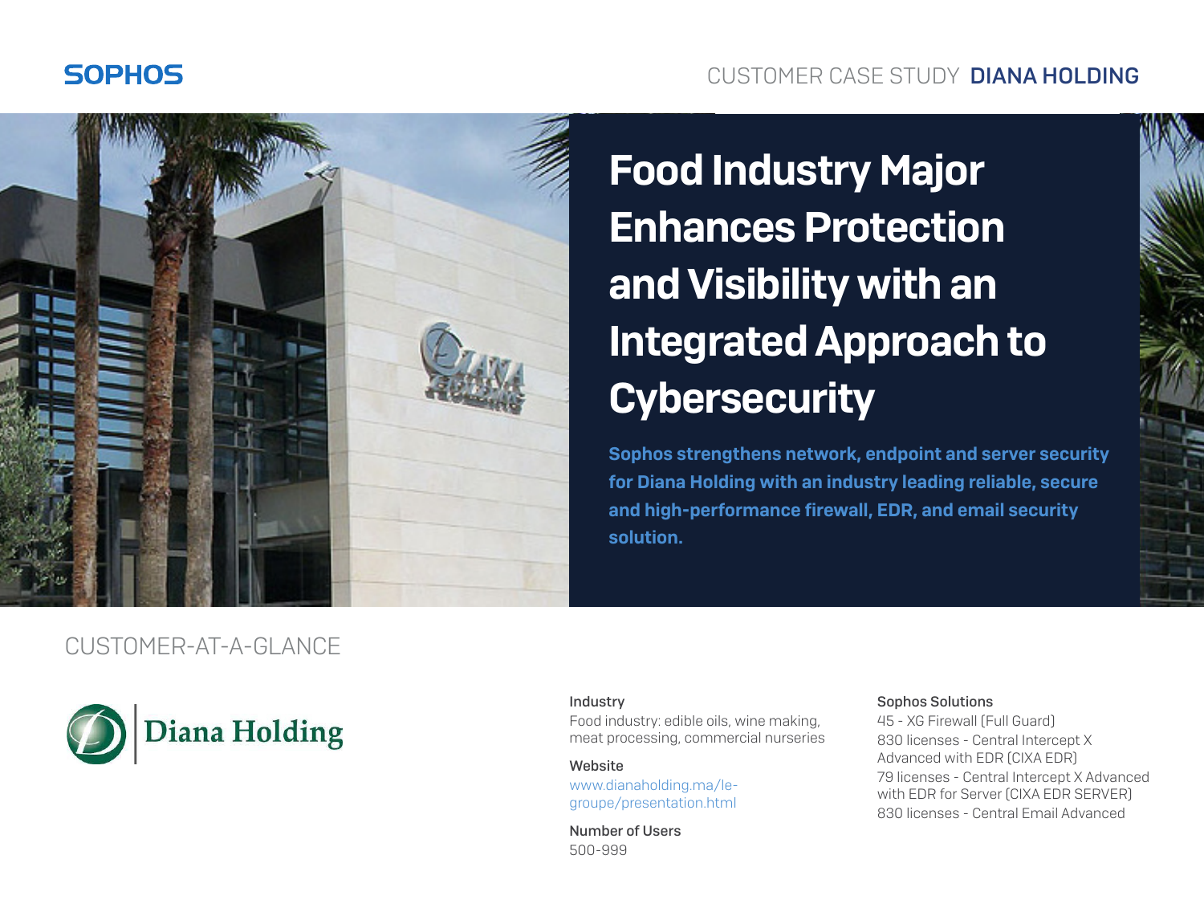SOPHOS

CUSTOMER CASE STUDY **DIANA HOLDING**

# Food Industry Major Enhances Protection and Visibility with an Integrated Approach to Cybersecurity

**Sophos strengthens network, endpoint and server security for Diana Holding with an industry leading reliable, secure and high-performance firewall, EDR, and email security solution.**

## CUSTOMER-AT-A-GLANCE

Diana Holding

**Industry**
Food industry: edible oils, wine making, meat processing, commercial nurseries

**Website**
www.dianaholding.ma/le-groupe/presentation.html

**Number of Users**
500-999

**Sophos Solutions**
45 - XG Firewall (Full Guard)
830 licenses - Central Intercept X Advanced with EDR (CIXA EDR)
79 licenses - Central Intercept X Advanced with EDR for Server (CIXA EDR SERVER)
830 licenses - Central Email Advanced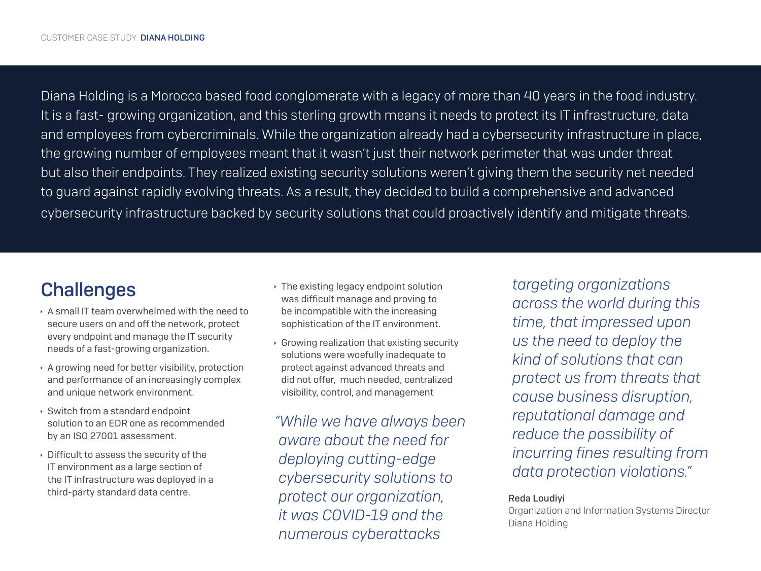Diana Holding is a Morocco based food conglomerate with a legacy of more than 40 years in the food industry. It is a fast- growing organization, and this sterling growth means it needs to protect its IT infrastructure, data and employees from cybercriminals. While the organization already had a cybersecurity infrastructure in place, the growing number of employees meant that it wasn't just their network perimeter that was under threat but also their endpoints. They realized existing security solutions weren't giving them the security net needed to guard against rapidly evolving threats. As a result, they decided to build a comprehensive and advanced cybersecurity infrastructure backed by security solutions that could proactively identify and mitigate threats.

## Challenges

- A small IT team overwhelmed with the need to secure users on and off the network, protect every endpoint and manage the IT security needs of a fast-growing organization.
- A growing need for better visibility, protection and performance of an increasingly complex and unique network environment.
- Switch from a standard endpoint solution to an EDR one as recommended by an ISO 27001 assessment.
- Difficult to assess the security of the IT environment as a large section of the IT infrastructure was deployed in a third-party standard data centre.
- The existing legacy endpoint solution was difficult manage and proving to be incompatible with the increasing sophistication of the IT environment.
- Growing realization that existing security solutions were woefully inadequate to protect against advanced threats and did not offer, much needed, centralized visibility, control, and management

*"While we have always been aware about the need for deploying cutting-edge cybersecurity solutions to protect our organization, it was COVID-19 and the numerous cyberattacks targeting organizations across the world during this time, that impressed upon us the need to deploy the kind of solutions that can protect us from threats that cause business disruption, reputational damage and reduce the possibility of incurring fines resulting from data protection violations."*

Reda Loudiyi
Organization and Information Systems Director
Diana Holding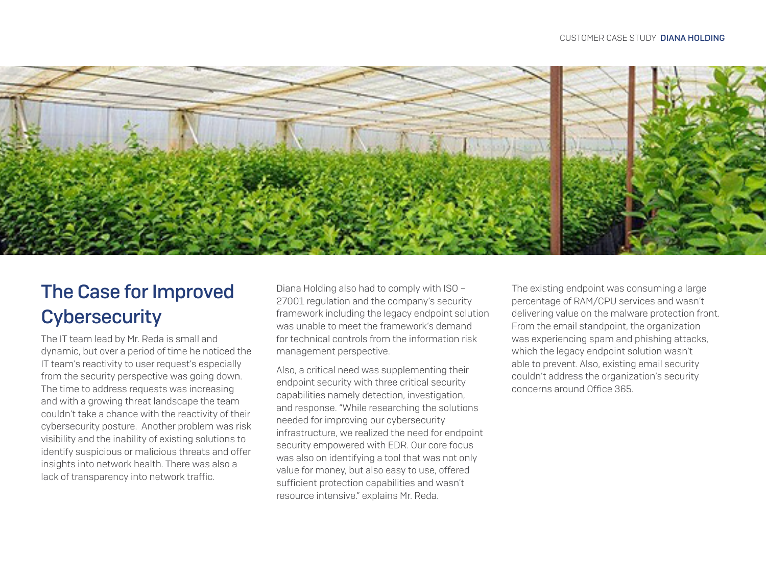## The Case for Improved Cybersecurity

The IT team lead by Mr. Reda is small and dynamic, but over a period of time he noticed the IT team's reactivity to user request's especially from the security perspective was going down. The time to address requests was increasing and with a growing threat landscape the team couldn't take a chance with the reactivity of their cybersecurity posture. Another problem was risk visibility and the inability of existing solutions to identify suspicious or malicious threats and offer insights into network health. There was also a lack of transparency into network traffic.

Diana Holding also had to comply with ISO – 27001 regulation and the company's security framework including the legacy endpoint solution was unable to meet the framework's demand for technical controls from the information risk management perspective.

Also, a critical need was supplementing their endpoint security with three critical security capabilities namely detection, investigation, and response. "While researching the solutions needed for improving our cybersecurity infrastructure, we realized the need for endpoint security empowered with EDR. Our core focus was also on identifying a tool that was not only value for money, but also easy to use, offered sufficient protection capabilities and wasn't resource intensive." explains Mr. Reda.

The existing endpoint was consuming a large percentage of RAM/CPU services and wasn't delivering value on the malware protection front. From the email standpoint, the organization was experiencing spam and phishing attacks, which the legacy endpoint solution wasn't able to prevent. Also, existing email security couldn't address the organization's security concerns around Office 365.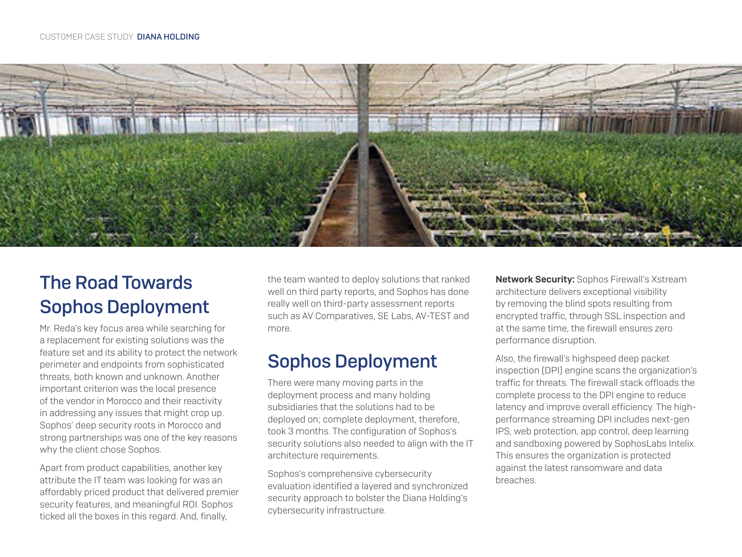## The Road Towards Sophos Deployment

Mr. Reda's key focus area while searching for a replacement for existing solutions was the feature set and its ability to protect the network perimeter and endpoints from sophisticated threats, both known and unknown. Another important criterion was the local presence of the vendor in Morocco and their reactivity in addressing any issues that might crop up. Sophos' deep security roots in Morocco and strong partnerships was one of the key reasons why the client chose Sophos.

Apart from product capabilities, another key attribute the IT team was looking for was an affordably priced product that delivered premier security features, and meaningful ROI. Sophos ticked all the boxes in this regard. And, finally, the team wanted to deploy solutions that ranked well on third party reports, and Sophos has done really well on third-party assessment reports such as AV Comparatives, SE Labs, AV-TEST and more.

## Sophos Deployment

There were many moving parts in the deployment process and many holding subsidiaries that the solutions had to be deployed on; complete deployment, therefore, took 3 months. The configuration of Sophos's security solutions also needed to align with the IT architecture requirements.

Sophos's comprehensive cybersecurity evaluation identified a layered and synchronized security approach to bolster the Diana Holding's cybersecurity infrastructure.

**Network Security:** Sophos Firewall's Xstream architecture delivers exceptional visibility by removing the blind spots resulting from encrypted traffic, through SSL inspection and at the same time, the firewall ensures zero performance disruption.

Also, the firewall's highspeed deep packet inspection (DPI) engine scans the organization's traffic for threats. The firewall stack offloads the complete process to the DPI engine to reduce latency and improve overall efficiency. The high-performance streaming DPI includes next-gen IPS, web protection, app control, deep learning and sandboxing powered by SophosLabs Intelix. This ensures the organization is protected against the latest ransomware and data breaches.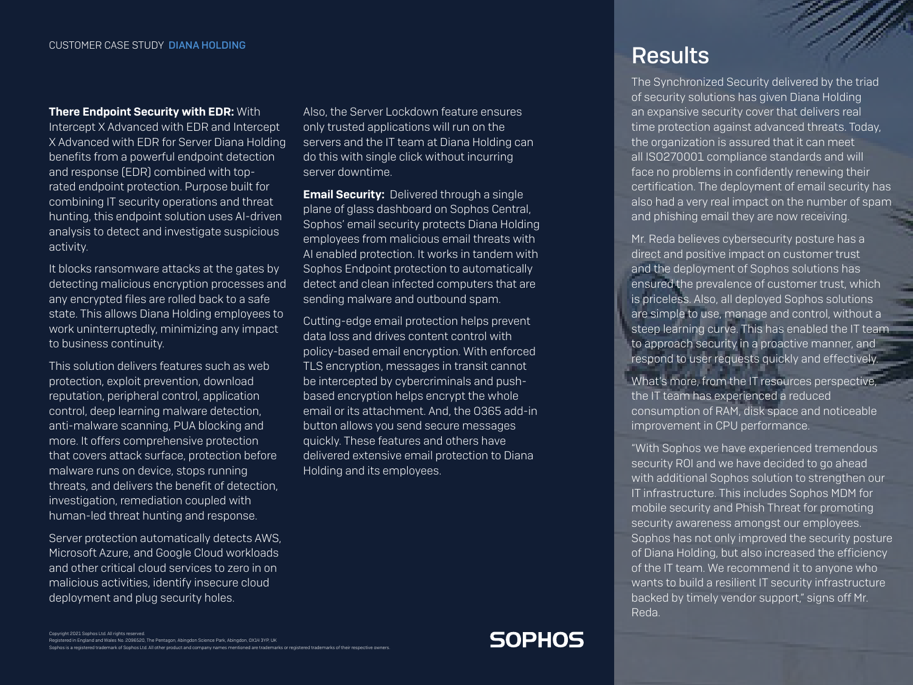**There Endpoint Security with EDR:** With Intercept X Advanced with EDR and Intercept X Advanced with EDR for Server Diana Holding benefits from a powerful endpoint detection and response (EDR) combined with top-rated endpoint protection. Purpose built for combining IT security operations and threat hunting, this endpoint solution uses AI-driven analysis to detect and investigate suspicious activity.

It blocks ransomware attacks at the gates by detecting malicious encryption processes and any encrypted files are rolled back to a safe state. This allows Diana Holding employees to work uninterruptedly, minimizing any impact to business continuity.

This solution delivers features such as web protection, exploit prevention, download reputation, peripheral control, application control, deep learning malware detection, anti-malware scanning, PUA blocking and more. It offers comprehensive protection that covers attack surface, protection before malware runs on device, stops running threats, and delivers the benefit of detection, investigation, remediation coupled with human-led threat hunting and response.

Server protection automatically detects AWS, Microsoft Azure, and Google Cloud workloads and other critical cloud services to zero in on malicious activities, identify insecure cloud deployment and plug security holes.

Also, the Server Lockdown feature ensures only trusted applications will run on the servers and the IT team at Diana Holding can do this with single click without incurring server downtime.

**Email Security:** Delivered through a single plane of glass dashboard on Sophos Central, Sophos' email security protects Diana Holding employees from malicious email threats with AI enabled protection. It works in tandem with Sophos Endpoint protection to automatically detect and clean infected computers that are sending malware and outbound spam.

Cutting-edge email protection helps prevent data loss and drives content control with policy-based email encryption. With enforced TLS encryption, messages in transit cannot be intercepted by cybercriminals and push-based encryption helps encrypt the whole email or its attachment. And, the O365 add-in button allows you send secure messages quickly. These features and others have delivered extensive email protection to Diana Holding and its employees.

# Results

The Synchronized Security delivered by the triad of security solutions has given Diana Holding an expansive security cover that delivers real time protection against advanced threats. Today, the organization is assured that it can meet all ISO270001 compliance standards and will face no problems in confidently renewing their certification. The deployment of email security has also had a very real impact on the number of spam and phishing email they are now receiving.

Mr. Reda believes cybersecurity posture has a direct and positive impact on customer trust and the deployment of Sophos solutions has ensured the prevalence of customer trust, which is priceless. Also, all deployed Sophos solutions are simple to use, manage and control, without a steep learning curve. This has enabled the IT team to approach security in a proactive manner, and respond to user requests quickly and effectively.

What's more, from the IT resources perspective, the IT team has experienced a reduced consumption of RAM, disk space and noticeable improvement in CPU performance.

"With Sophos we have experienced tremendous security ROI and we have decided to go ahead with additional Sophos solution to strengthen our IT infrastructure. This includes Sophos MDM for mobile security and Phish Threat for promoting security awareness amongst our employees. Sophos has not only improved the security posture of Diana Holding, but also increased the efficiency of the IT team. We recommend it to anyone who wants to build a resilient IT security infrastructure backed by timely vendor support," signs off Mr. Reda.

Copyright 2021 Sophos Ltd. All rights reserved.
Registered in England and Wales No. 2096520, The Pentagon, Abingdon Science Park, Abingdon, OX14 3YP, UK
Sophos is a registered trademark of Sophos Ltd. All other product and company names mentioned are trademarks or registered trademarks of their respective owners.

SOPHOS